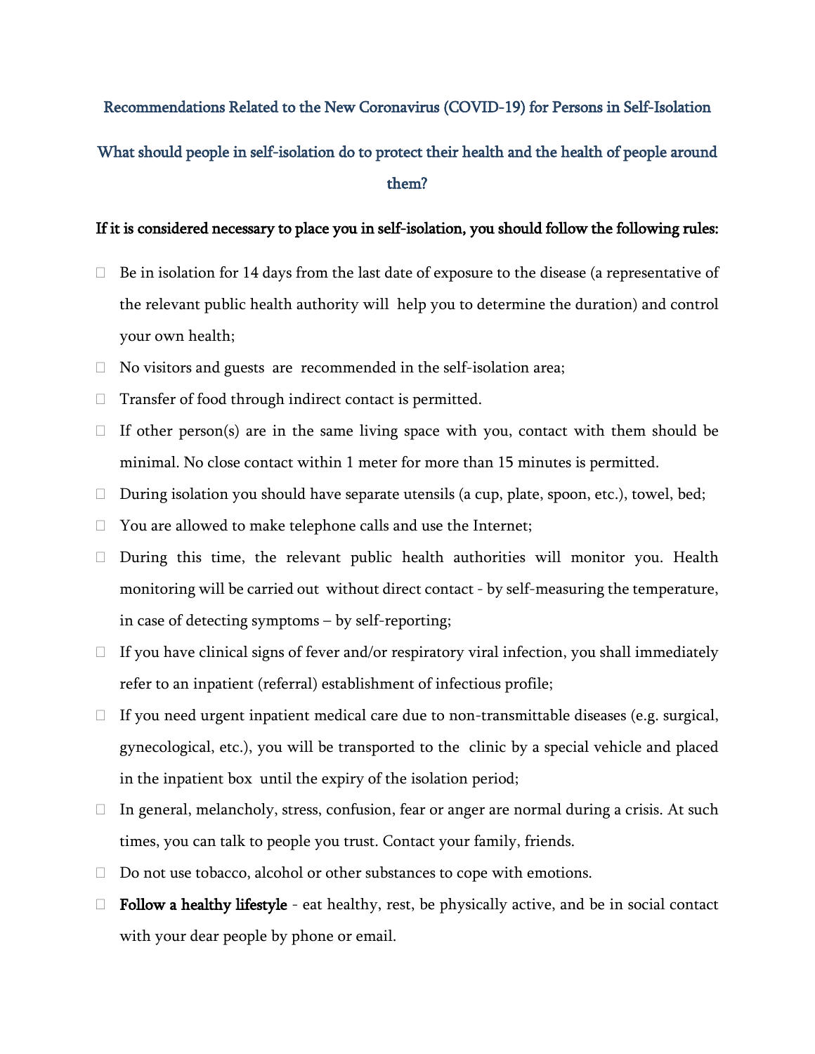## Recommendations Related to the New Coronavirus (COVID-19) for Persons in Self-Isolation

## What should people in self-isolation do to protect their health and the health of people around them?

**If it is considered necessary to place you in self-isolation, you should follow the following rules:**

- Be in isolation for 14 days from the last date of exposure to the disease (a representative of the relevant public health authority will help you to determine the duration) and control your own health;
- No visitors and guests are recommended in the self-isolation area;
- Transfer of food through indirect contact is permitted.
- If other person(s) are in the same living space with you, contact with them should be minimal. No close contact within 1 meter for more than 15 minutes is permitted.
- During isolation you should have separate utensils (a cup, plate, spoon, etc.), towel, bed;
- You are allowed to make telephone calls and use the Internet;
- During this time, the relevant public health authorities will monitor you. Health monitoring will be carried out without direct contact - by self-measuring the temperature, in case of detecting symptoms – by self-reporting;
- If you have clinical signs of fever and/or respiratory viral infection, you shall immediately refer to an inpatient (referral) establishment of infectious profile;
- If you need urgent inpatient medical care due to non-transmittable diseases (e.g. surgical, gynecological, etc.), you will be transported to the clinic by a special vehicle and placed in the inpatient box until the expiry of the isolation period;
- In general, melancholy, stress, confusion, fear or anger are normal during a crisis. At such times, you can talk to people you trust. Contact your family, friends.
- Do not use tobacco, alcohol or other substances to cope with emotions.
- **Follow a healthy lifestyle** - eat healthy, rest, be physically active, and be in social contact with your dear people by phone or email.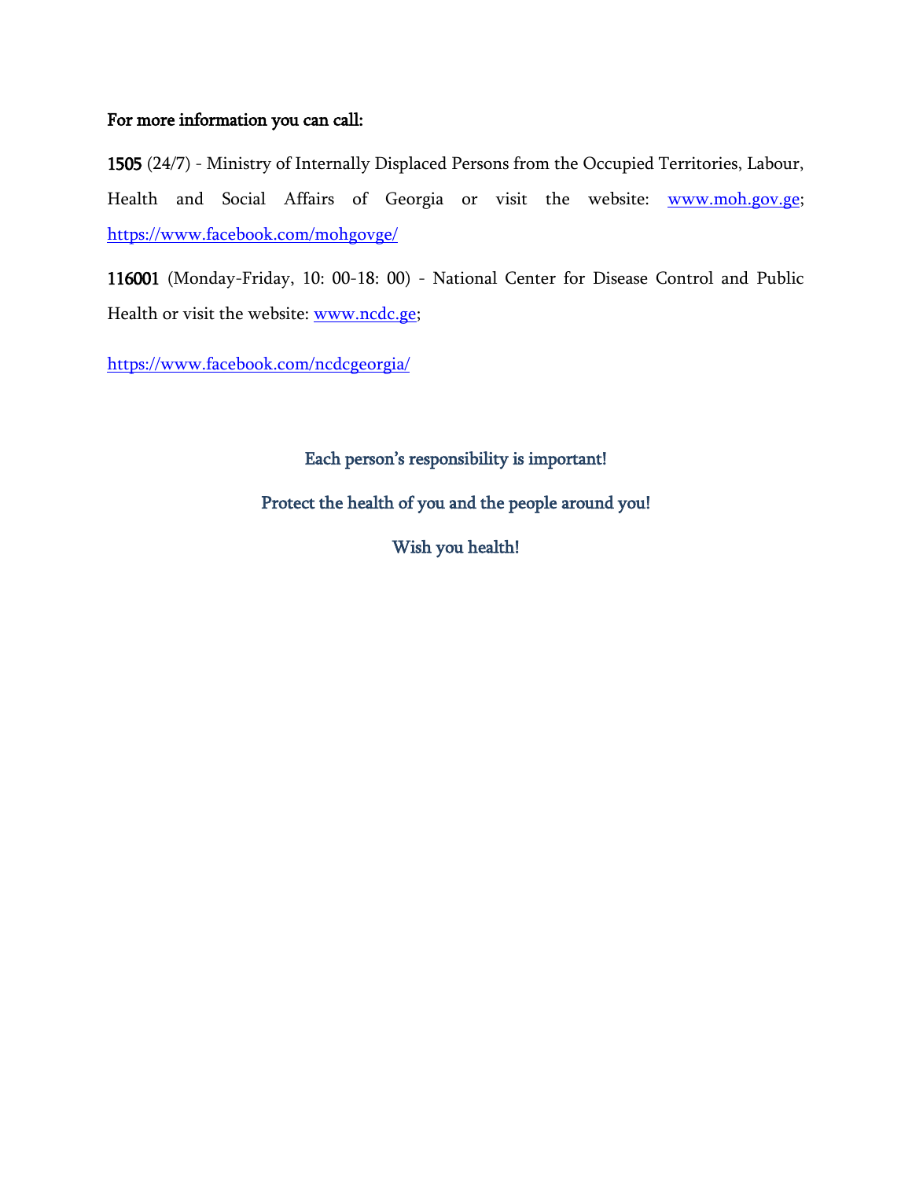**For more information you can call:**

**1505** (24/7) - Ministry of Internally Displaced Persons from the Occupied Territories, Labour, Health and Social Affairs of Georgia or visit the website: [www.moh.gov.ge](www.moh.gov.ge); [https://www.facebook.com/mohgovge/](https://www.facebook.com/mohgovge/)

**116001** (Monday-Friday, 10: 00-18: 00) - National Center for Disease Control and Public Health or visit the website: [www.ncdc.ge](www.ncdc.ge);

[https://www.facebook.com/ncdcgeorgia/](https://www.facebook.com/ncdcgeorgia/)

**Each person's responsibility is important!**

**Protect the health of you and the people around you!**

**Wish you health!**